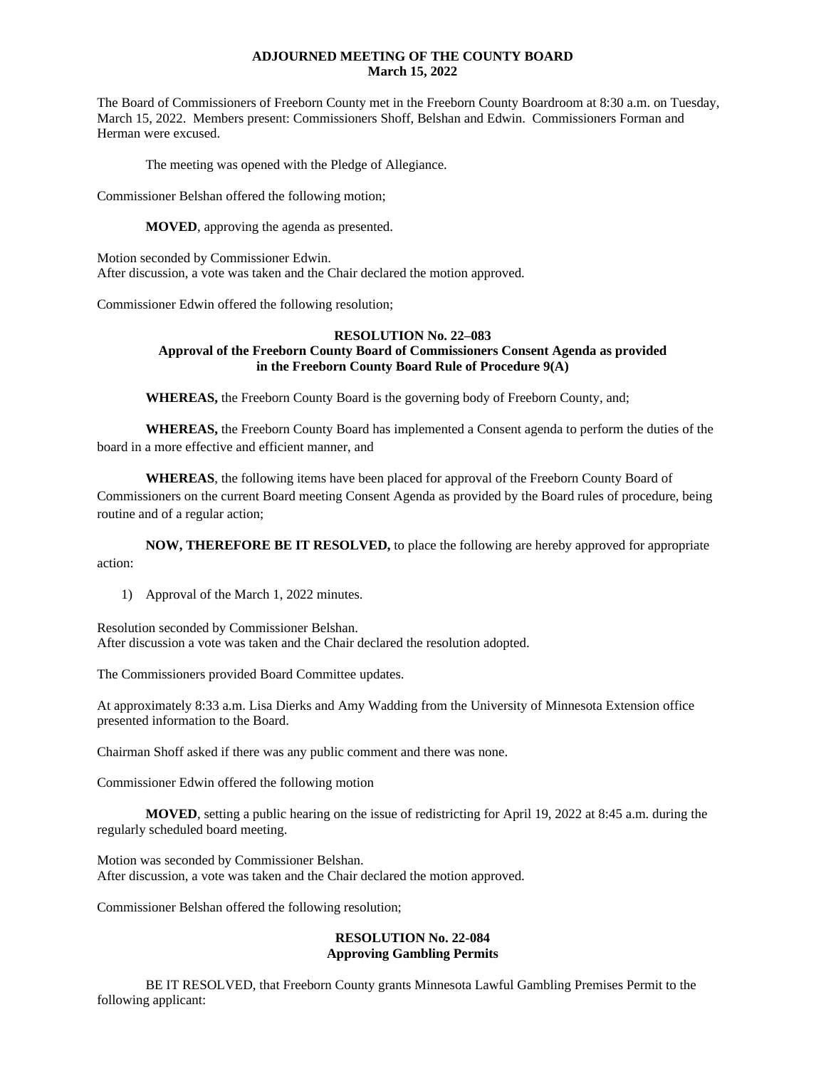**ADJOURNED MEETING OF THE COUNTY BOARD**
**March 15, 2022**

The Board of Commissioners of Freeborn County met in the Freeborn County Boardroom at 8:30 a.m. on Tuesday, March 15, 2022. Members present: Commissioners Shoff, Belshan and Edwin. Commissioners Forman and Herman were excused.

The meeting was opened with the Pledge of Allegiance.

Commissioner Belshan offered the following motion;

**MOVED**, approving the agenda as presented.

Motion seconded by Commissioner Edwin.
After discussion, a vote was taken and the Chair declared the motion approved.

Commissioner Edwin offered the following resolution;

**RESOLUTION No. 22–083**
**Approval of the Freeborn County Board of Commissioners Consent Agenda as provided in the Freeborn County Board Rule of Procedure 9(A)**

**WHEREAS,** the Freeborn County Board is the governing body of Freeborn County, and;

**WHEREAS,** the Freeborn County Board has implemented a Consent agenda to perform the duties of the board in a more effective and efficient manner, and

**WHEREAS**, the following items have been placed for approval of the Freeborn County Board of Commissioners on the current Board meeting Consent Agenda as provided by the Board rules of procedure, being routine and of a regular action;

**NOW, THEREFORE BE IT RESOLVED,** to place the following are hereby approved for appropriate action:

1) Approval of the March 1, 2022 minutes.

Resolution seconded by Commissioner Belshan.
After discussion a vote was taken and the Chair declared the resolution adopted.

The Commissioners provided Board Committee updates.

At approximately 8:33 a.m. Lisa Dierks and Amy Wadding from the University of Minnesota Extension office presented information to the Board.

Chairman Shoff asked if there was any public comment and there was none.

Commissioner Edwin offered the following motion

**MOVED**, setting a public hearing on the issue of redistricting for April 19, 2022 at 8:45 a.m. during the regularly scheduled board meeting.

Motion was seconded by Commissioner Belshan.
After discussion, a vote was taken and the Chair declared the motion approved.

Commissioner Belshan offered the following resolution;

**RESOLUTION No. 22-084**
**Approving Gambling Permits**

BE IT RESOLVED, that Freeborn County grants Minnesota Lawful Gambling Premises Permit to the following applicant: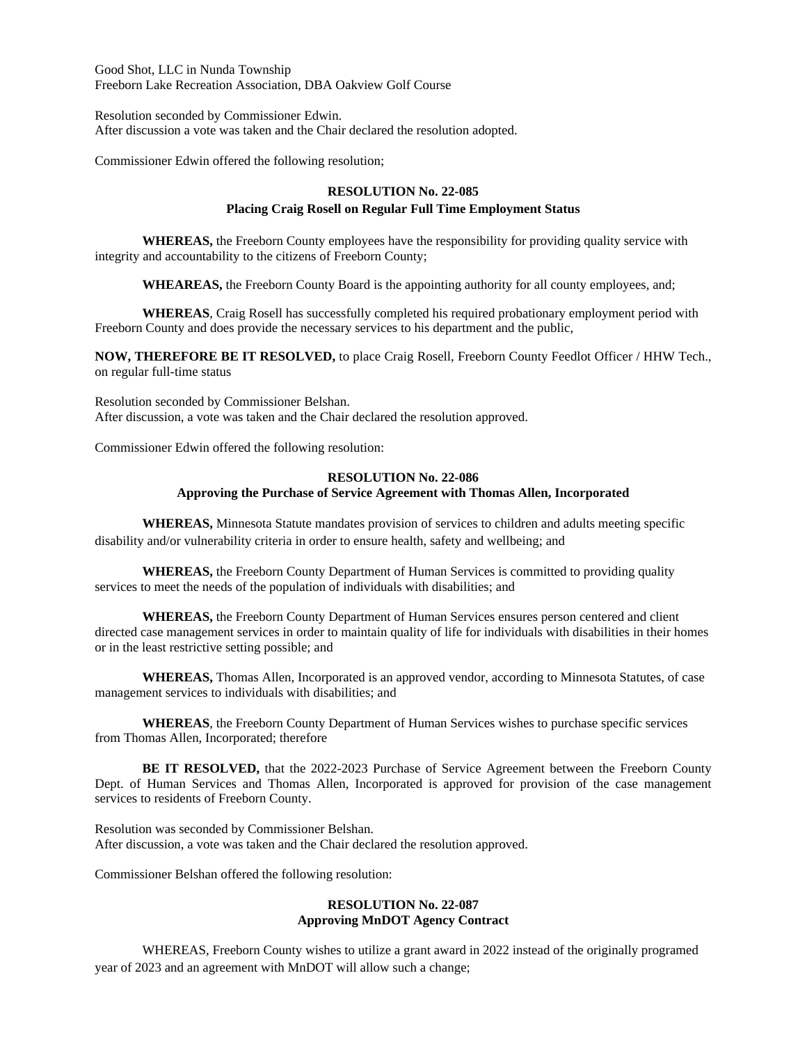Good Shot, LLC in Nunda Township
Freeborn Lake Recreation Association, DBA Oakview Golf Course

Resolution seconded by Commissioner Edwin.
After discussion a vote was taken and the Chair declared the resolution adopted.

Commissioner Edwin offered the following resolution;

**RESOLUTION No. 22-085**
**Placing Craig Rosell on Regular Full Time Employment Status**

**WHEREAS,** the Freeborn County employees have the responsibility for providing quality service with integrity and accountability to the citizens of Freeborn County;

**WHEAREAS,** the Freeborn County Board is the appointing authority for all county employees, and;

**WHEREAS**, Craig Rosell has successfully completed his required probationary employment period with Freeborn County and does provide the necessary services to his department and the public,

**NOW, THEREFORE BE IT RESOLVED,** to place Craig Rosell, Freeborn County Feedlot Officer / HHW Tech., on regular full-time status

Resolution seconded by Commissioner Belshan.
After discussion, a vote was taken and the Chair declared the resolution approved.

Commissioner Edwin offered the following resolution:

**RESOLUTION No. 22-086**
**Approving the Purchase of Service Agreement with Thomas Allen, Incorporated**

**WHEREAS,** Minnesota Statute mandates provision of services to children and adults meeting specific disability and/or vulnerability criteria in order to ensure health, safety and wellbeing; and

**WHEREAS,** the Freeborn County Department of Human Services is committed to providing quality services to meet the needs of the population of individuals with disabilities; and

**WHEREAS,** the Freeborn County Department of Human Services ensures person centered and client directed case management services in order to maintain quality of life for individuals with disabilities in their homes or in the least restrictive setting possible; and

**WHEREAS,** Thomas Allen, Incorporated is an approved vendor, according to Minnesota Statutes, of case management services to individuals with disabilities; and

**WHEREAS**, the Freeborn County Department of Human Services wishes to purchase specific services from Thomas Allen, Incorporated; therefore

**BE IT RESOLVED,** that the 2022-2023 Purchase of Service Agreement between the Freeborn County Dept. of Human Services and Thomas Allen, Incorporated is approved for provision of the case management services to residents of Freeborn County.

Resolution was seconded by Commissioner Belshan.
After discussion, a vote was taken and the Chair declared the resolution approved.

Commissioner Belshan offered the following resolution:

**RESOLUTION No. 22-087**
**Approving MnDOT Agency Contract**

WHEREAS, Freeborn County wishes to utilize a grant award in 2022 instead of the originally programed year of 2023 and an agreement with MnDOT will allow such a change;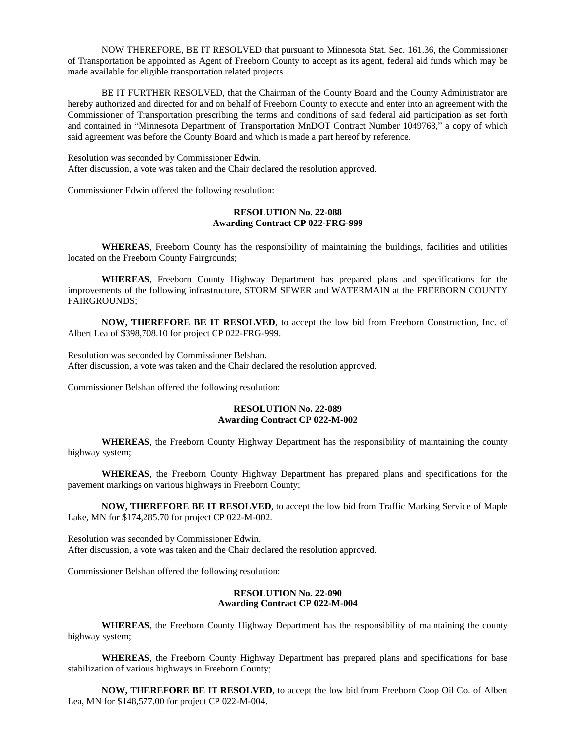NOW THEREFORE, BE IT RESOLVED that pursuant to Minnesota Stat. Sec. 161.36, the Commissioner of Transportation be appointed as Agent of Freeborn County to accept as its agent, federal aid funds which may be made available for eligible transportation related projects.

BE IT FURTHER RESOLVED, that the Chairman of the County Board and the County Administrator are hereby authorized and directed for and on behalf of Freeborn County to execute and enter into an agreement with the Commissioner of Transportation prescribing the terms and conditions of said federal aid participation as set forth and contained in "Minnesota Department of Transportation MnDOT Contract Number 1049763," a copy of which said agreement was before the County Board and which is made a part hereof by reference.

Resolution was seconded by Commissioner Edwin.
After discussion, a vote was taken and the Chair declared the resolution approved.

Commissioner Edwin offered the following resolution:

**RESOLUTION No. 22-088**
**Awarding Contract CP 022-FRG-999**

**WHEREAS**, Freeborn County has the responsibility of maintaining the buildings, facilities and utilities located on the Freeborn County Fairgrounds;

**WHEREAS**, Freeborn County Highway Department has prepared plans and specifications for the improvements of the following infrastructure, STORM SEWER and WATERMAIN at the FREEBORN COUNTY FAIRGROUNDS;

**NOW, THEREFORE BE IT RESOLVED**, to accept the low bid from Freeborn Construction, Inc. of Albert Lea of $398,708.10 for project CP 022-FRG-999.

Resolution was seconded by Commissioner Belshan.
After discussion, a vote was taken and the Chair declared the resolution approved.

Commissioner Belshan offered the following resolution:

**RESOLUTION No. 22-089**
**Awarding Contract CP 022-M-002**

**WHEREAS**, the Freeborn County Highway Department has the responsibility of maintaining the county highway system;

**WHEREAS**, the Freeborn County Highway Department has prepared plans and specifications for the pavement markings on various highways in Freeborn County;

**NOW, THEREFORE BE IT RESOLVED**, to accept the low bid from Traffic Marking Service of Maple Lake, MN for $174,285.70 for project CP 022-M-002.

Resolution was seconded by Commissioner Edwin.
After discussion, a vote was taken and the Chair declared the resolution approved.

Commissioner Belshan offered the following resolution:

**RESOLUTION No. 22-090**
**Awarding Contract CP 022-M-004**

**WHEREAS**, the Freeborn County Highway Department has the responsibility of maintaining the county highway system;

**WHEREAS**, the Freeborn County Highway Department has prepared plans and specifications for base stabilization of various highways in Freeborn County;

**NOW, THEREFORE BE IT RESOLVED**, to accept the low bid from Freeborn Coop Oil Co. of Albert Lea, MN for $148,577.00 for project CP 022-M-004.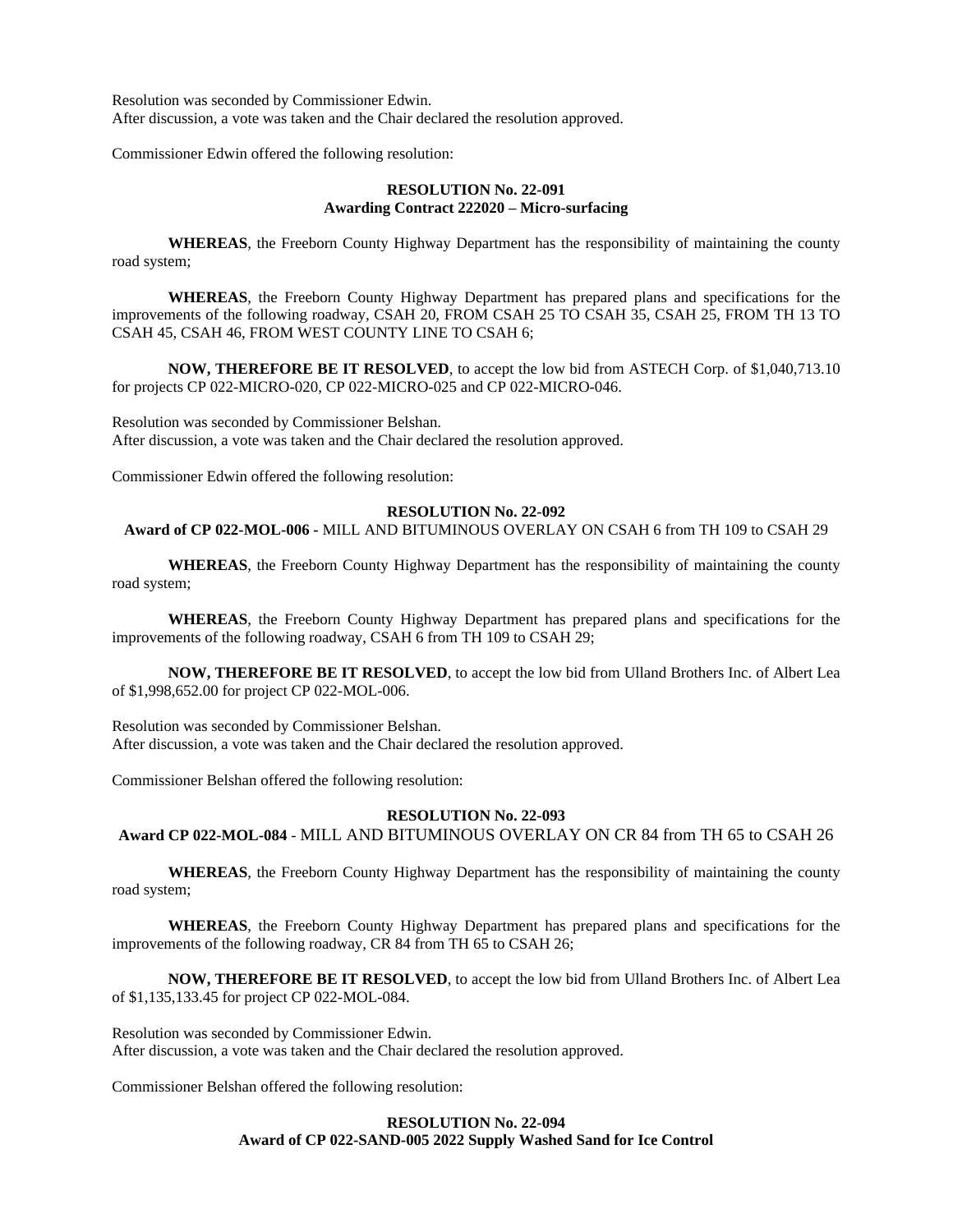Resolution was seconded by Commissioner Edwin.
After discussion, a vote was taken and the Chair declared the resolution approved.

Commissioner Edwin offered the following resolution:

**RESOLUTION No. 22-091**
**Awarding Contract 222020 – Micro-surfacing**

**WHEREAS**, the Freeborn County Highway Department has the responsibility of maintaining the county road system;

**WHEREAS**, the Freeborn County Highway Department has prepared plans and specifications for the improvements of the following roadway, CSAH 20, FROM CSAH 25 TO CSAH 35, CSAH 25, FROM TH 13 TO CSAH 45, CSAH 46, FROM WEST COUNTY LINE TO CSAH 6;

**NOW, THEREFORE BE IT RESOLVED**, to accept the low bid from ASTECH Corp. of $1,040,713.10 for projects CP 022-MICRO-020, CP 022-MICRO-025 and CP 022-MICRO-046.

Resolution was seconded by Commissioner Belshan.
After discussion, a vote was taken and the Chair declared the resolution approved.

Commissioner Edwin offered the following resolution:

**RESOLUTION No. 22-092**
**Award of CP 022-MOL-006 -** MILL AND BITUMINOUS OVERLAY ON CSAH 6 from TH 109 to CSAH 29

**WHEREAS**, the Freeborn County Highway Department has the responsibility of maintaining the county road system;

**WHEREAS**, the Freeborn County Highway Department has prepared plans and specifications for the improvements of the following roadway, CSAH 6 from TH 109 to CSAH 29;

**NOW, THEREFORE BE IT RESOLVED**, to accept the low bid from Ulland Brothers Inc. of Albert Lea of $1,998,652.00 for project CP 022-MOL-006.

Resolution was seconded by Commissioner Belshan.
After discussion, a vote was taken and the Chair declared the resolution approved.

Commissioner Belshan offered the following resolution:

**RESOLUTION No. 22-093**
**Award CP 022-MOL-084** - MILL AND BITUMINOUS OVERLAY ON CR 84 from TH 65 to CSAH 26

**WHEREAS**, the Freeborn County Highway Department has the responsibility of maintaining the county road system;

**WHEREAS**, the Freeborn County Highway Department has prepared plans and specifications for the improvements of the following roadway, CR 84 from TH 65 to CSAH 26;

**NOW, THEREFORE BE IT RESOLVED**, to accept the low bid from Ulland Brothers Inc. of Albert Lea of $1,135,133.45 for project CP 022-MOL-084.

Resolution was seconded by Commissioner Edwin.
After discussion, a vote was taken and the Chair declared the resolution approved.

Commissioner Belshan offered the following resolution:

**RESOLUTION No. 22-094**
**Award of CP 022-SAND-005 2022 Supply Washed Sand for Ice Control**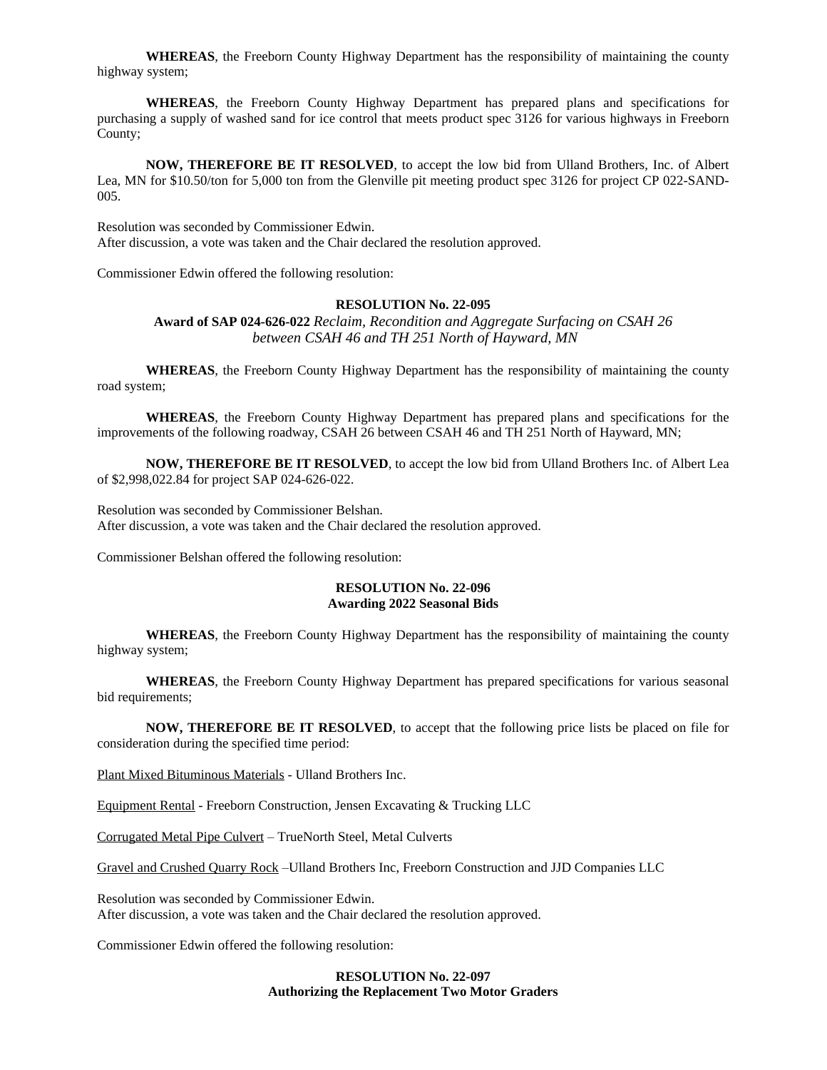**WHEREAS**, the Freeborn County Highway Department has the responsibility of maintaining the county highway system;

**WHEREAS**, the Freeborn County Highway Department has prepared plans and specifications for purchasing a supply of washed sand for ice control that meets product spec 3126 for various highways in Freeborn County;

**NOW, THEREFORE BE IT RESOLVED**, to accept the low bid from Ulland Brothers, Inc. of Albert Lea, MN for $10.50/ton for 5,000 ton from the Glenville pit meeting product spec 3126 for project CP 022-SAND-005.

Resolution was seconded by Commissioner Edwin.
After discussion, a vote was taken and the Chair declared the resolution approved.

Commissioner Edwin offered the following resolution:

**RESOLUTION No. 22-095**
**Award of SAP 024-626-022** *Reclaim, Recondition and Aggregate Surfacing on CSAH 26 between CSAH 46 and TH 251 North of Hayward, MN*

**WHEREAS**, the Freeborn County Highway Department has the responsibility of maintaining the county road system;

**WHEREAS**, the Freeborn County Highway Department has prepared plans and specifications for the improvements of the following roadway, CSAH 26 between CSAH 46 and TH 251 North of Hayward, MN;

**NOW, THEREFORE BE IT RESOLVED**, to accept the low bid from Ulland Brothers Inc. of Albert Lea of $2,998,022.84 for project SAP 024-626-022.

Resolution was seconded by Commissioner Belshan.
After discussion, a vote was taken and the Chair declared the resolution approved.

Commissioner Belshan offered the following resolution:

**RESOLUTION No. 22-096**
**Awarding 2022 Seasonal Bids**

**WHEREAS**, the Freeborn County Highway Department has the responsibility of maintaining the county highway system;

**WHEREAS**, the Freeborn County Highway Department has prepared specifications for various seasonal bid requirements;

**NOW, THEREFORE BE IT RESOLVED**, to accept that the following price lists be placed on file for consideration during the specified time period:

<u>Plant Mixed Bituminous Materials</u> - Ulland Brothers Inc.

<u>Equipment Rental</u> - Freeborn Construction, Jensen Excavating & Trucking LLC

<u>Corrugated Metal Pipe Culvert</u> – TrueNorth Steel, Metal Culverts

<u>Gravel and Crushed Quarry Rock</u> –Ulland Brothers Inc, Freeborn Construction and JJD Companies LLC

Resolution was seconded by Commissioner Edwin.
After discussion, a vote was taken and the Chair declared the resolution approved.

Commissioner Edwin offered the following resolution:

**RESOLUTION No. 22-097**
**Authorizing the Replacement Two Motor Graders**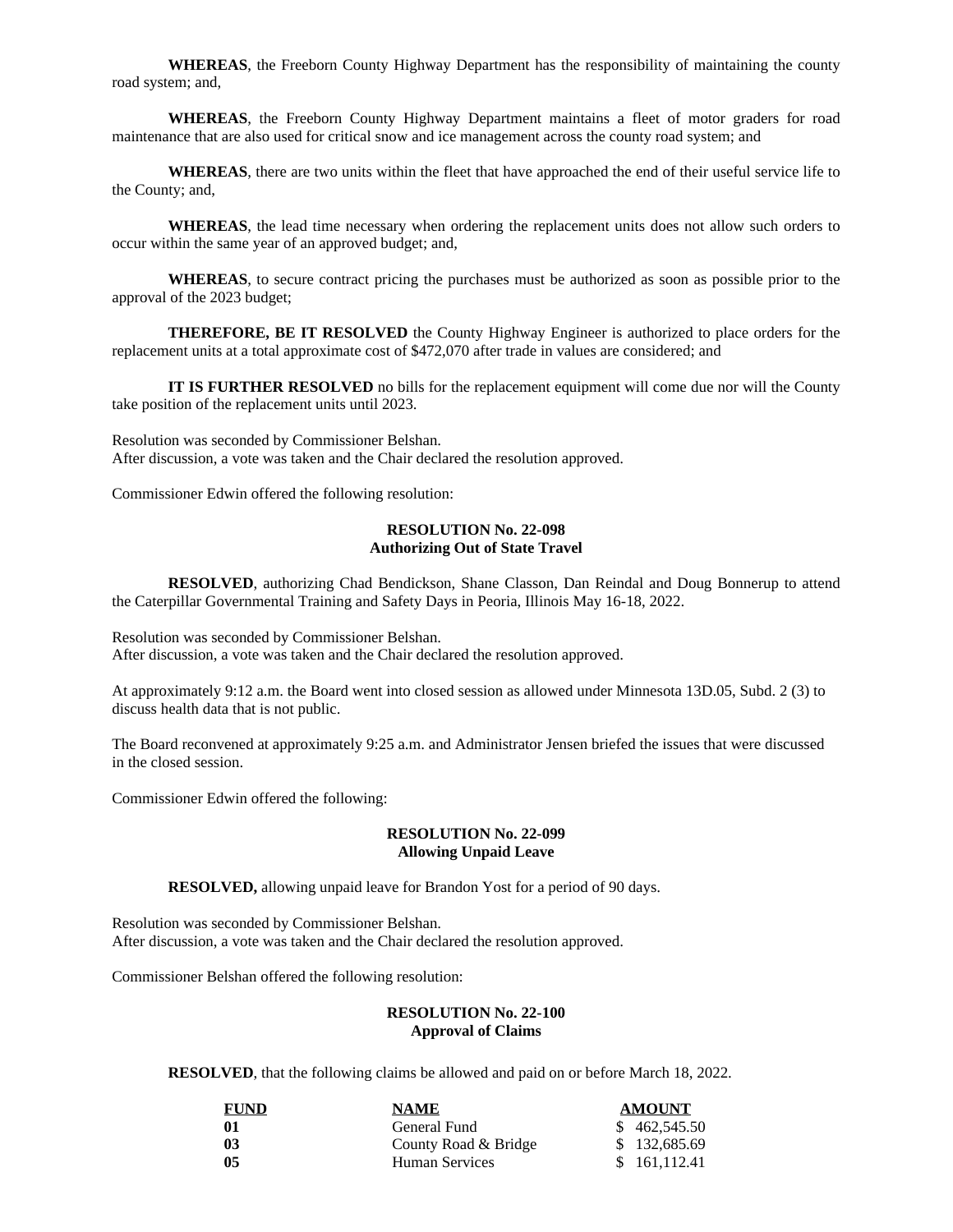**WHEREAS**, the Freeborn County Highway Department has the responsibility of maintaining the county road system; and,

**WHEREAS**, the Freeborn County Highway Department maintains a fleet of motor graders for road maintenance that are also used for critical snow and ice management across the county road system; and

**WHEREAS**, there are two units within the fleet that have approached the end of their useful service life to the County; and,

**WHEREAS**, the lead time necessary when ordering the replacement units does not allow such orders to occur within the same year of an approved budget; and,

**WHEREAS**, to secure contract pricing the purchases must be authorized as soon as possible prior to the approval of the 2023 budget;

**THEREFORE, BE IT RESOLVED** the County Highway Engineer is authorized to place orders for the replacement units at a total approximate cost of $472,070 after trade in values are considered; and

**IT IS FURTHER RESOLVED** no bills for the replacement equipment will come due nor will the County take position of the replacement units until 2023.

Resolution was seconded by Commissioner Belshan.
After discussion, a vote was taken and the Chair declared the resolution approved.

Commissioner Edwin offered the following resolution:

**RESOLUTION No. 22-098**
**Authorizing Out of State Travel**

**RESOLVED**, authorizing Chad Bendickson, Shane Classon, Dan Reindal and Doug Bonnerup to attend the Caterpillar Governmental Training and Safety Days in Peoria, Illinois May 16-18, 2022.

Resolution was seconded by Commissioner Belshan.
After discussion, a vote was taken and the Chair declared the resolution approved.

At approximately 9:12 a.m. the Board went into closed session as allowed under Minnesota 13D.05, Subd. 2 (3) to discuss health data that is not public.

The Board reconvened at approximately 9:25 a.m. and Administrator Jensen briefed the issues that were discussed in the closed session.

Commissioner Edwin offered the following:

**RESOLUTION No. 22-099**
**Allowing Unpaid Leave**

**RESOLVED,** allowing unpaid leave for Brandon Yost for a period of 90 days.

Resolution was seconded by Commissioner Belshan.
After discussion, a vote was taken and the Chair declared the resolution approved.

Commissioner Belshan offered the following resolution:

**RESOLUTION No. 22-100**
**Approval of Claims**

**RESOLVED**, that the following claims be allowed and paid on or before March 18, 2022.

| FUND | NAME | AMOUNT |
|---|---|---|
| **01** | General Fund | $ 462,545.50 |
| **03** | County Road & Bridge | $ 132,685.69 |
| **05** | Human Services | $ 161,112.41 |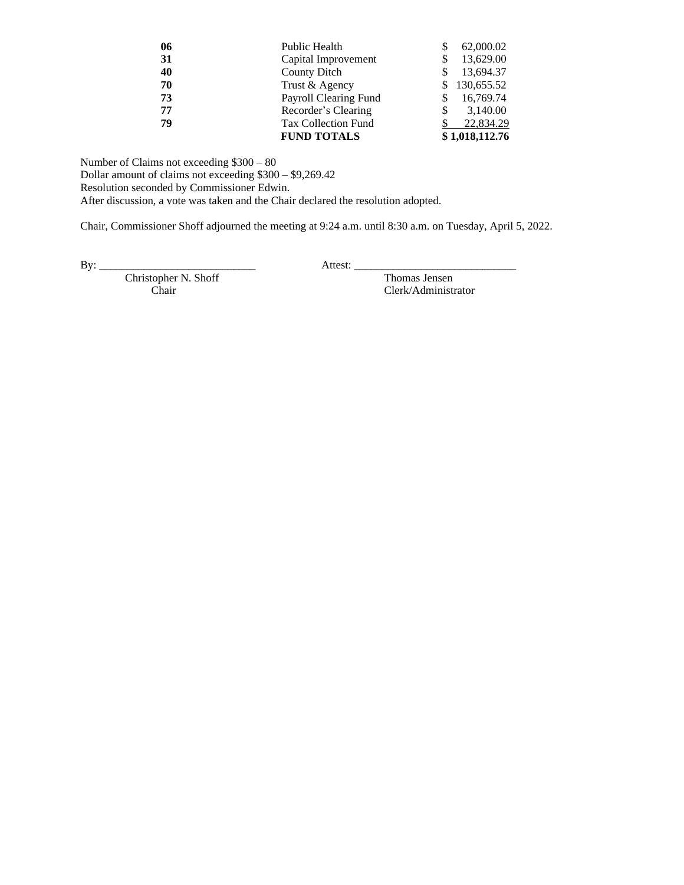| | | |
|---|---|---|
| **06** | Public Health | $ 62,000.02 |
| **31** | Capital Improvement | $ 13,629.00 |
| **40** | County Ditch | $ 13,694.37 |
| **70** | Trust & Agency | $ 130,655.52 |
| **73** | Payroll Clearing Fund | $ 16,769.74 |
| **77** | Recorder's Clearing | $ 3,140.00 |
| **79** | Tax Collection Fund | $ 22,834.29 |
| | **FUND TOTALS** | **$ 1,018,112.76** |

Number of Claims not exceeding $300 – 80
Dollar amount of claims not exceeding $300 – $9,269.42
Resolution seconded by Commissioner Edwin.
After discussion, a vote was taken and the Chair declared the resolution adopted.

Chair, Commissioner Shoff adjourned the meeting at 9:24 a.m. until 8:30 a.m. on Tuesday, April 5, 2022.

By: ____________________________
Christopher N. Shoff
Chair

Attest: _____________________________
Thomas Jensen
Clerk/Administrator